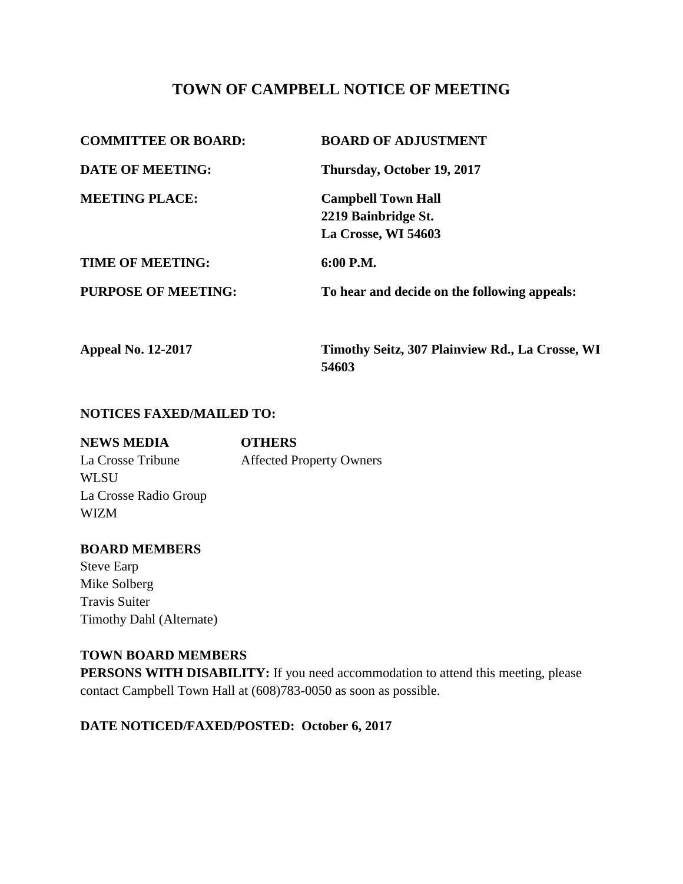# TOWN OF CAMPBELL NOTICE OF MEETING

| | |
|---|---|
| **COMMITTEE OR BOARD:** | **BOARD OF ADJUSTMENT** |
| **DATE OF MEETING:** | **Thursday, October 19, 2017** |
| **MEETING PLACE:** | **Campbell Town Hall**<br>**2219 Bainbridge St.**<br>**La Crosse, WI 54603** |
| **TIME OF MEETING:** | **6:00 P.M.** |
| **PURPOSE OF MEETING:** | **To hear and decide on the following appeals:** |
| **Appeal No. 12-2017** | **Timothy Seitz, 307 Plainview Rd., La Crosse, WI 54603** |

**NOTICES FAXED/MAILED TO:**

| **NEWS MEDIA** | **OTHERS** |
|---|---|
| La Crosse Tribune | Affected Property Owners |
| WLSU | |
| La Crosse Radio Group | |
| WIZM | |

**BOARD MEMBERS**

Steve Earp
Mike Solberg
Travis Suiter
Timothy Dahl (Alternate)

**TOWN BOARD MEMBERS**

**PERSONS WITH DISABILITY:** If you need accommodation to attend this meeting, please contact Campbell Town Hall at (608)783-0050 as soon as possible.

**DATE NOTICED/FAXED/POSTED: October 6, 2017**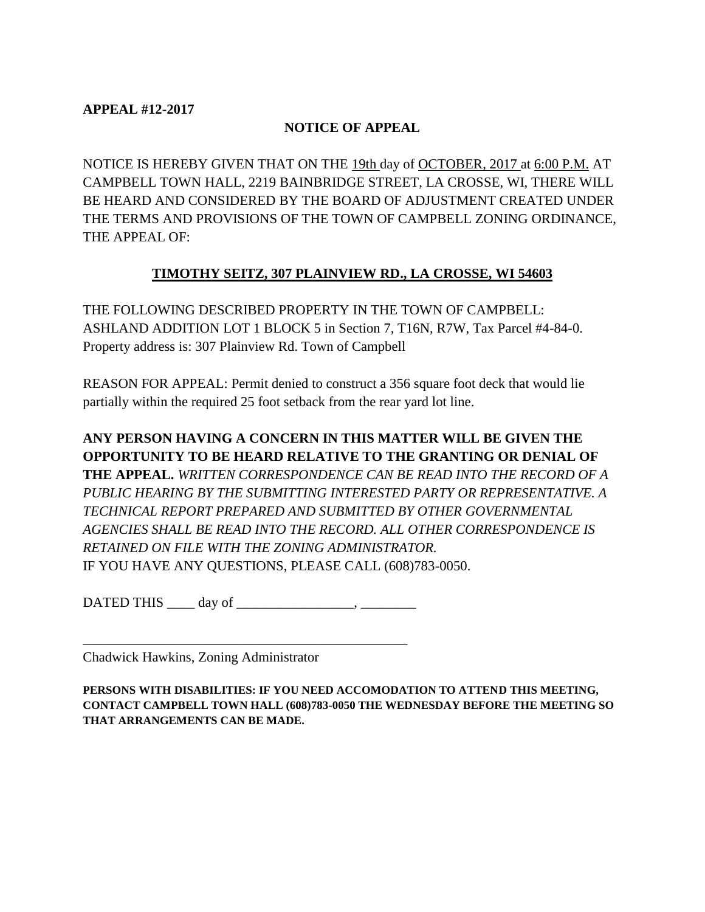**APPEAL #12-2017**

**NOTICE OF APPEAL**

NOTICE IS HEREBY GIVEN THAT ON THE 19th day of OCTOBER, 2017 at 6:00 P.M. AT CAMPBELL TOWN HALL, 2219 BAINBRIDGE STREET, LA CROSSE, WI, THERE WILL BE HEARD AND CONSIDERED BY THE BOARD OF ADJUSTMENT CREATED UNDER THE TERMS AND PROVISIONS OF THE TOWN OF CAMPBELL ZONING ORDINANCE, THE APPEAL OF:

**TIMOTHY SEITZ, 307 PLAINVIEW RD., LA CROSSE, WI 54603**

THE FOLLOWING DESCRIBED PROPERTY IN THE TOWN OF CAMPBELL: ASHLAND ADDITION LOT 1 BLOCK 5 in Section 7, T16N, R7W, Tax Parcel #4-84-0. Property address is: 307 Plainview Rd. Town of Campbell

REASON FOR APPEAL: Permit denied to construct a 356 square foot deck that would lie partially within the required 25 foot setback from the rear yard lot line.

**ANY PERSON HAVING A CONCERN IN THIS MATTER WILL BE GIVEN THE OPPORTUNITY TO BE HEARD RELATIVE TO THE GRANTING OR DENIAL OF THE APPEAL.** *WRITTEN CORRESPONDENCE CAN BE READ INTO THE RECORD OF A PUBLIC HEARING BY THE SUBMITTING INTERESTED PARTY OR REPRESENTATIVE. A TECHNICAL REPORT PREPARED AND SUBMITTED BY OTHER GOVERNMENTAL AGENCIES SHALL BE READ INTO THE RECORD. ALL OTHER CORRESPONDENCE IS RETAINED ON FILE WITH THE ZONING ADMINISTRATOR.*
IF YOU HAVE ANY QUESTIONS, PLEASE CALL (608)783-0050.

DATED THIS ____ day of _________________, ________

_________________________________________________
Chadwick Hawkins, Zoning Administrator

**PERSONS WITH DISABILITIES: IF YOU NEED ACCOMODATION TO ATTEND THIS MEETING, CONTACT CAMPBELL TOWN HALL (608)783-0050 THE WEDNESDAY BEFORE THE MEETING SO THAT ARRANGEMENTS CAN BE MADE.**